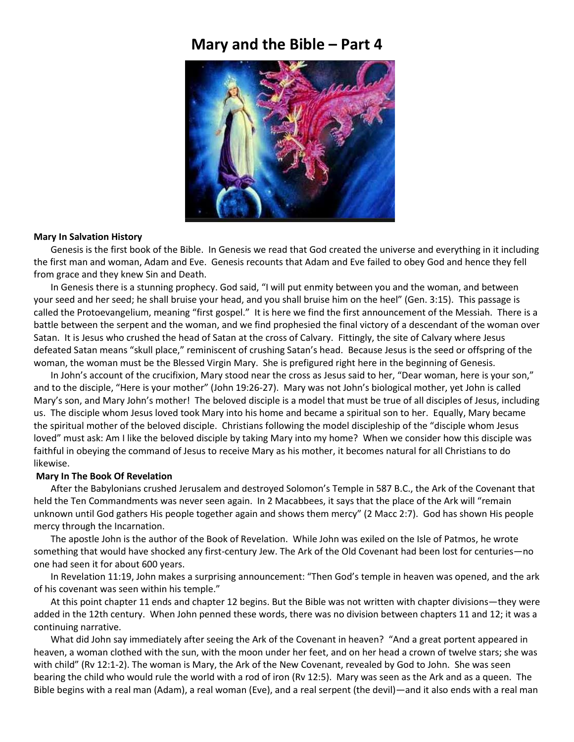# Mary and the Bible – Part 4

**Mary In Salvation History**

Genesis is the first book of the Bible. In Genesis we read that God created the universe and everything in it including the first man and woman, Adam and Eve. Genesis recounts that Adam and Eve failed to obey God and hence they fell from grace and they knew Sin and Death.

In Genesis there is a stunning prophecy. God said, "I will put enmity between you and the woman, and between your seed and her seed; he shall bruise your head, and you shall bruise him on the heel" (Gen. 3:15). This passage is called the Protoevangelium, meaning "first gospel." It is here we find the first announcement of the Messiah. There is a battle between the serpent and the woman, and we find prophesied the final victory of a descendant of the woman over Satan. It is Jesus who crushed the head of Satan at the cross of Calvary. Fittingly, the site of Calvary where Jesus defeated Satan means "skull place," reminiscent of crushing Satan's head. Because Jesus is the seed or offspring of the woman, the woman must be the Blessed Virgin Mary. She is prefigured right here in the beginning of Genesis.

In John's account of the crucifixion, Mary stood near the cross as Jesus said to her, "Dear woman, here is your son," and to the disciple, "Here is your mother" (John 19:26-27). Mary was not John's biological mother, yet John is called Mary's son, and Mary John's mother! The beloved disciple is a model that must be true of all disciples of Jesus, including us. The disciple whom Jesus loved took Mary into his home and became a spiritual son to her. Equally, Mary became the spiritual mother of the beloved disciple. Christians following the model discipleship of the "disciple whom Jesus loved" must ask: Am I like the beloved disciple by taking Mary into my home? When we consider how this disciple was faithful in obeying the command of Jesus to receive Mary as his mother, it becomes natural for all Christians to do likewise.

**Mary In The Book Of Revelation**

After the Babylonians crushed Jerusalem and destroyed Solomon's Temple in 587 B.C., the Ark of the Covenant that held the Ten Commandments was never seen again. In 2 Macabbees, it says that the place of the Ark will "remain unknown until God gathers His people together again and shows them mercy" (2 Macc 2:7). God has shown His people mercy through the Incarnation.

The apostle John is the author of the Book of Revelation. While John was exiled on the Isle of Patmos, he wrote something that would have shocked any first-century Jew. The Ark of the Old Covenant had been lost for centuries—no one had seen it for about 600 years.

In Revelation 11:19, John makes a surprising announcement: "Then God's temple in heaven was opened, and the ark of his covenant was seen within his temple."

At this point chapter 11 ends and chapter 12 begins. But the Bible was not written with chapter divisions—they were added in the 12th century. When John penned these words, there was no division between chapters 11 and 12; it was a continuing narrative.

What did John say immediately after seeing the Ark of the Covenant in heaven? "And a great portent appeared in heaven, a woman clothed with the sun, with the moon under her feet, and on her head a crown of twelve stars; she was with child" (Rv 12:1-2). The woman is Mary, the Ark of the New Covenant, revealed by God to John. She was seen bearing the child who would rule the world with a rod of iron (Rv 12:5). Mary was seen as the Ark and as a queen. The Bible begins with a real man (Adam), a real woman (Eve), and a real serpent (the devil)—and it also ends with a real man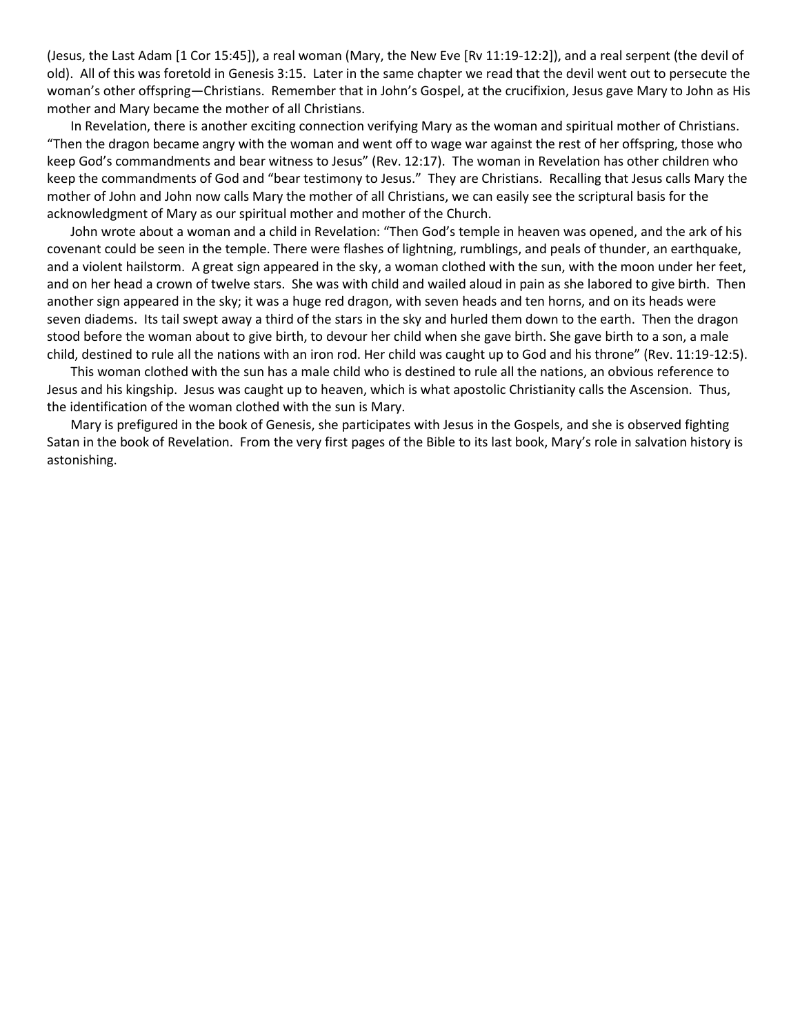(Jesus, the Last Adam [1 Cor 15:45]), a real woman (Mary, the New Eve [Rv 11:19-12:2]), and a real serpent (the devil of old). All of this was foretold in Genesis 3:15. Later in the same chapter we read that the devil went out to persecute the woman's other offspring—Christians. Remember that in John's Gospel, at the crucifixion, Jesus gave Mary to John as His mother and Mary became the mother of all Christians.

In Revelation, there is another exciting connection verifying Mary as the woman and spiritual mother of Christians. "Then the dragon became angry with the woman and went off to wage war against the rest of her offspring, those who keep God's commandments and bear witness to Jesus" (Rev. 12:17). The woman in Revelation has other children who keep the commandments of God and "bear testimony to Jesus." They are Christians. Recalling that Jesus calls Mary the mother of John and John now calls Mary the mother of all Christians, we can easily see the scriptural basis for the acknowledgment of Mary as our spiritual mother and mother of the Church.

John wrote about a woman and a child in Revelation: "Then God's temple in heaven was opened, and the ark of his covenant could be seen in the temple. There were flashes of lightning, rumblings, and peals of thunder, an earthquake, and a violent hailstorm. A great sign appeared in the sky, a woman clothed with the sun, with the moon under her feet, and on her head a crown of twelve stars. She was with child and wailed aloud in pain as she labored to give birth. Then another sign appeared in the sky; it was a huge red dragon, with seven heads and ten horns, and on its heads were seven diadems. Its tail swept away a third of the stars in the sky and hurled them down to the earth. Then the dragon stood before the woman about to give birth, to devour her child when she gave birth. She gave birth to a son, a male child, destined to rule all the nations with an iron rod. Her child was caught up to God and his throne" (Rev. 11:19-12:5).

This woman clothed with the sun has a male child who is destined to rule all the nations, an obvious reference to Jesus and his kingship. Jesus was caught up to heaven, which is what apostolic Christianity calls the Ascension. Thus, the identification of the woman clothed with the sun is Mary.

Mary is prefigured in the book of Genesis, she participates with Jesus in the Gospels, and she is observed fighting Satan in the book of Revelation. From the very first pages of the Bible to its last book, Mary's role in salvation history is astonishing.